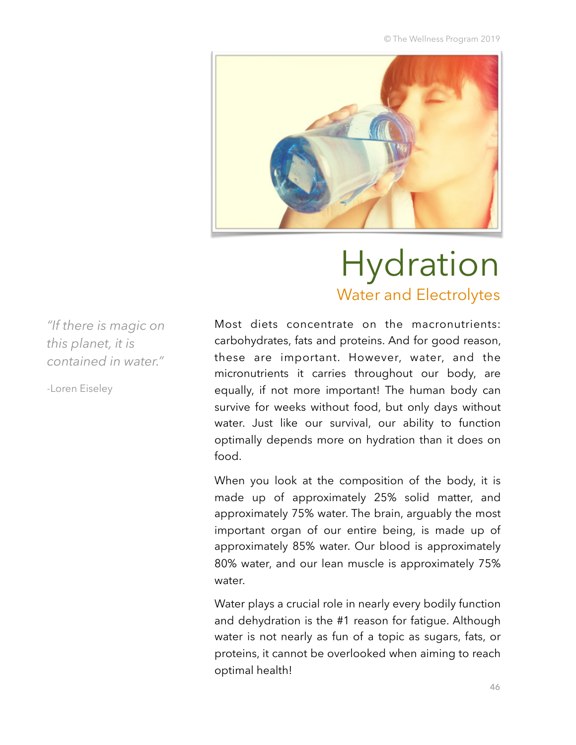# Hydration

## Water and Electrolytes

*"If there is magic on this planet, it is contained in water."*

-Loren Eiseley

Most diets concentrate on the macronutrients: carbohydrates, fats and proteins. And for good reason, these are important. However, water, and the micronutrients it carries throughout our body, are equally, if not more important! The human body can survive for weeks without food, but only days without water. Just like our survival, our ability to function optimally depends more on hydration than it does on food.

When you look at the composition of the body, it is made up of approximately 25% solid matter, and approximately 75% water. The brain, arguably the most important organ of our entire being, is made up of approximately 85% water. Our blood is approximately 80% water, and our lean muscle is approximately 75% water.

Water plays a crucial role in nearly every bodily function and dehydration is the #1 reason for fatigue. Although water is not nearly as fun of a topic as sugars, fats, or proteins, it cannot be overlooked when aiming to reach optimal health!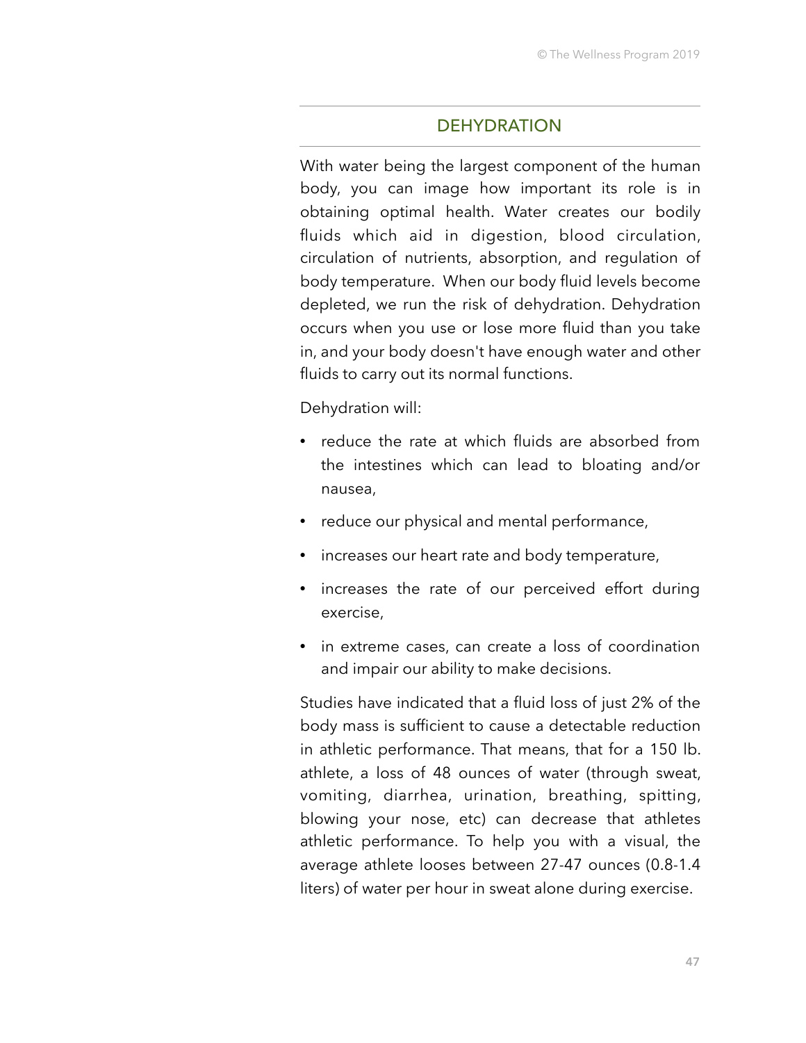## DEHYDRATION

With water being the largest component of the human body, you can image how important its role is in obtaining optimal health. Water creates our bodily fluids which aid in digestion, blood circulation, circulation of nutrients, absorption, and regulation of body temperature. When our body fluid levels become depleted, we run the risk of dehydration. Dehydration occurs when you use or lose more fluid than you take in, and your body doesn't have enough water and other fluids to carry out its normal functions.

Dehydration will:

- reduce the rate at which fluids are absorbed from the intestines which can lead to bloating and/or nausea,
- reduce our physical and mental performance,
- increases our heart rate and body temperature,
- increases the rate of our perceived effort during exercise,
- in extreme cases, can create a loss of coordination and impair our ability to make decisions.

Studies have indicated that a fluid loss of just 2% of the body mass is sufficient to cause a detectable reduction in athletic performance. That means, that for a 150 lb. athlete, a loss of 48 ounces of water (through sweat, vomiting, diarrhea, urination, breathing, spitting, blowing your nose, etc) can decrease that athletes athletic performance. To help you with a visual, the average athlete looses between 27-47 ounces (0.8-1.4 liters) of water per hour in sweat alone during exercise.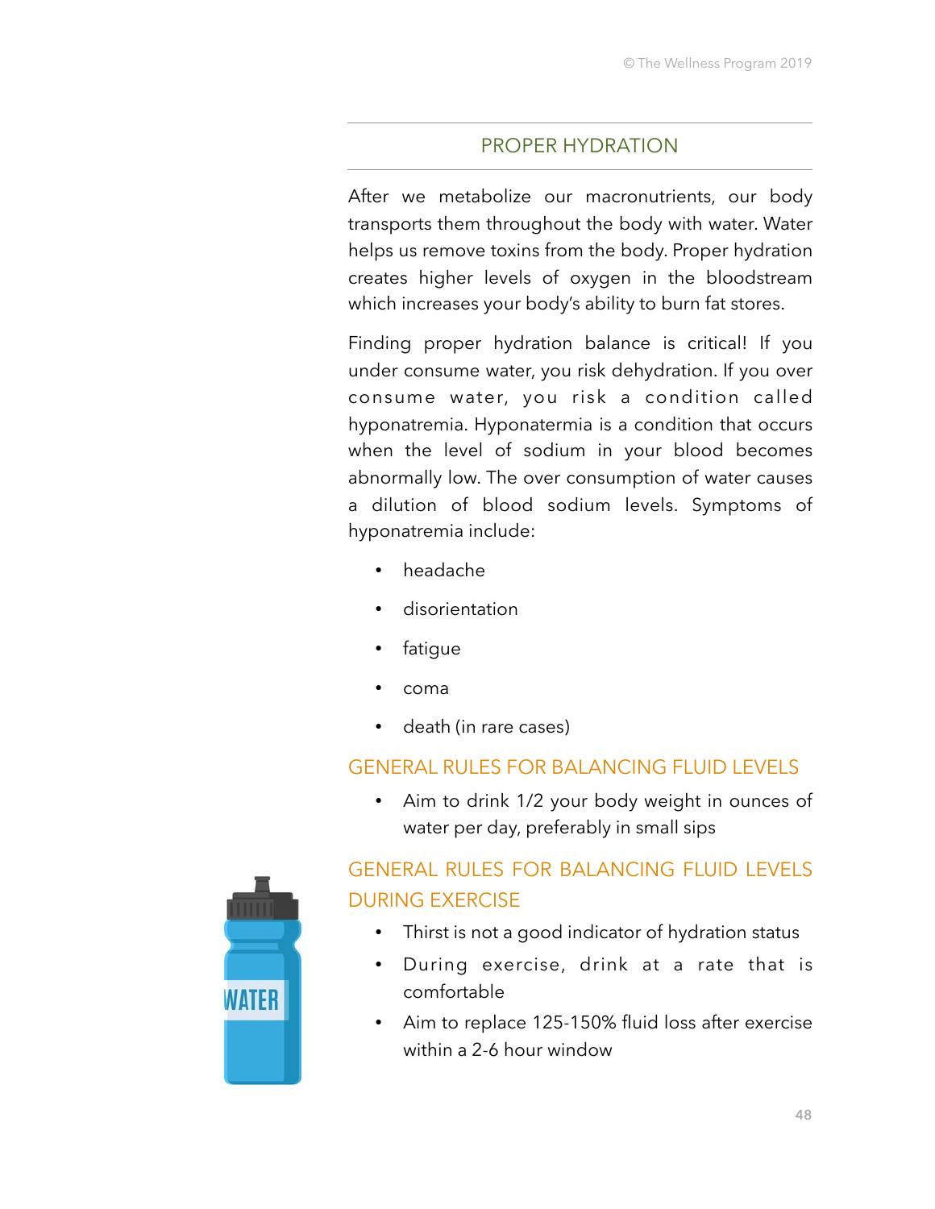## PROPER HYDRATION

After we metabolize our macronutrients, our body transports them throughout the body with water. Water helps us remove toxins from the body. Proper hydration creates higher levels of oxygen in the bloodstream which increases your body's ability to burn fat stores.

Finding proper hydration balance is critical! If you under consume water, you risk dehydration. If you over consume water, you risk a condition called hyponatremia. Hyponatermia is a condition that occurs when the level of sodium in your blood becomes abnormally low. The over consumption of water causes a dilution of blood sodium levels. Symptoms of hyponatremia include:

- headache
- disorientation
- fatigue
- coma
- death (in rare cases)

### GENERAL RULES FOR BALANCING FLUID LEVELS

- Aim to drink 1/2 your body weight in ounces of water per day, preferably in small sips

### GENERAL RULES FOR BALANCING FLUID LEVELS DURING EXERCISE

- Thirst is not a good indicator of hydration status
- During exercise, drink at a rate that is comfortable
- Aim to replace 125-150% fluid loss after exercise within a 2-6 hour window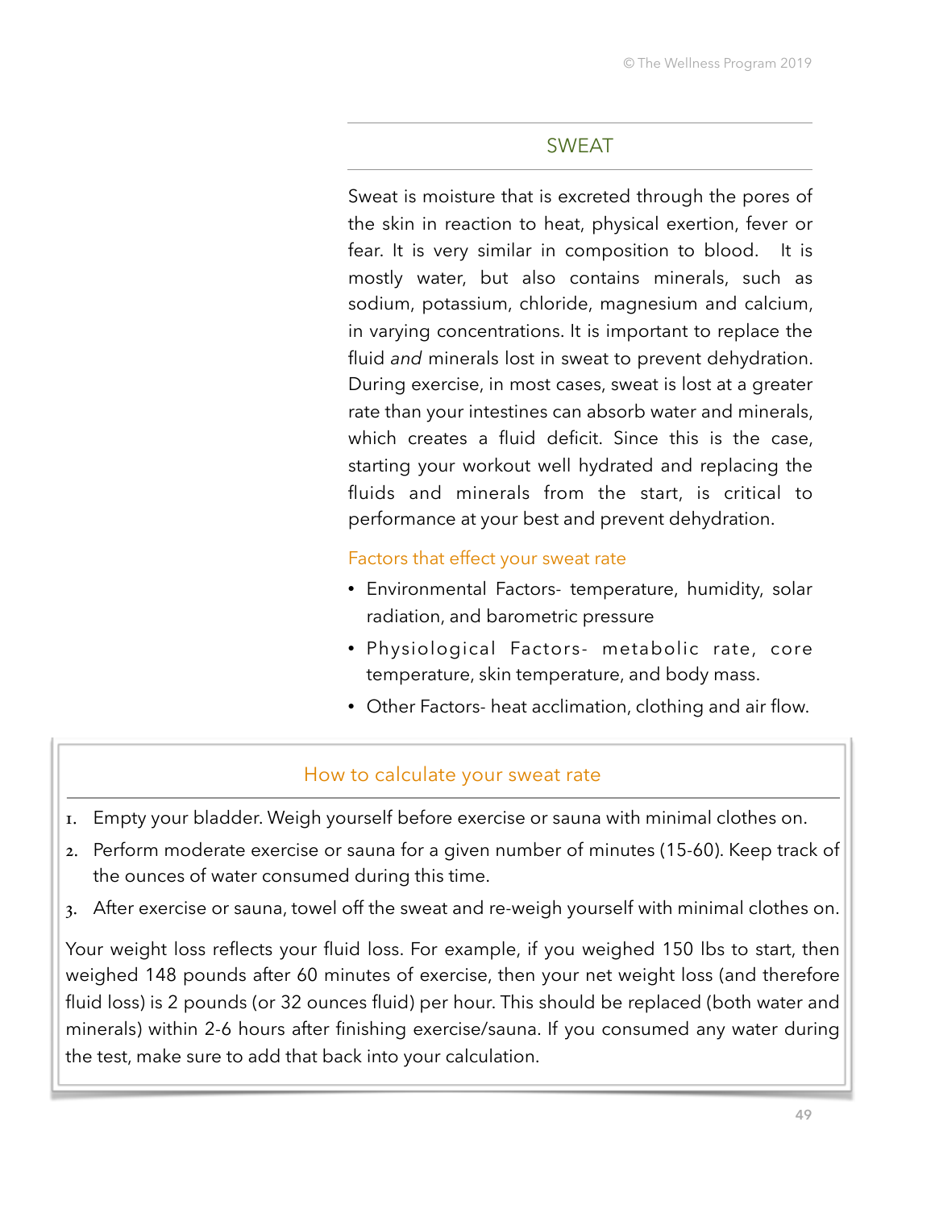## SWEAT

Sweat is moisture that is excreted through the pores of the skin in reaction to heat, physical exertion, fever or fear. It is very similar in composition to blood. It is mostly water, but also contains minerals, such as sodium, potassium, chloride, magnesium and calcium, in varying concentrations. It is important to replace the fluid *and* minerals lost in sweat to prevent dehydration. During exercise, in most cases, sweat is lost at a greater rate than your intestines can absorb water and minerals, which creates a fluid deficit. Since this is the case, starting your workout well hydrated and replacing the fluids and minerals from the start, is critical to performance at your best and prevent dehydration.

### Factors that effect your sweat rate

- Environmental Factors- temperature, humidity, solar radiation, and barometric pressure
- Physiological Factors- metabolic rate, core temperature, skin temperature, and body mass.
- Other Factors- heat acclimation, clothing and air flow.

### How to calculate your sweat rate

1. Empty your bladder. Weigh yourself before exercise or sauna with minimal clothes on.
2. Perform moderate exercise or sauna for a given number of minutes (15-60). Keep track of the ounces of water consumed during this time.
3. After exercise or sauna, towel off the sweat and re-weigh yourself with minimal clothes on.

Your weight loss reflects your fluid loss. For example, if you weighed 150 lbs to start, then weighed 148 pounds after 60 minutes of exercise, then your net weight loss (and therefore fluid loss) is 2 pounds (or 32 ounces fluid) per hour. This should be replaced (both water and minerals) within 2-6 hours after finishing exercise/sauna. If you consumed any water during the test, make sure to add that back into your calculation.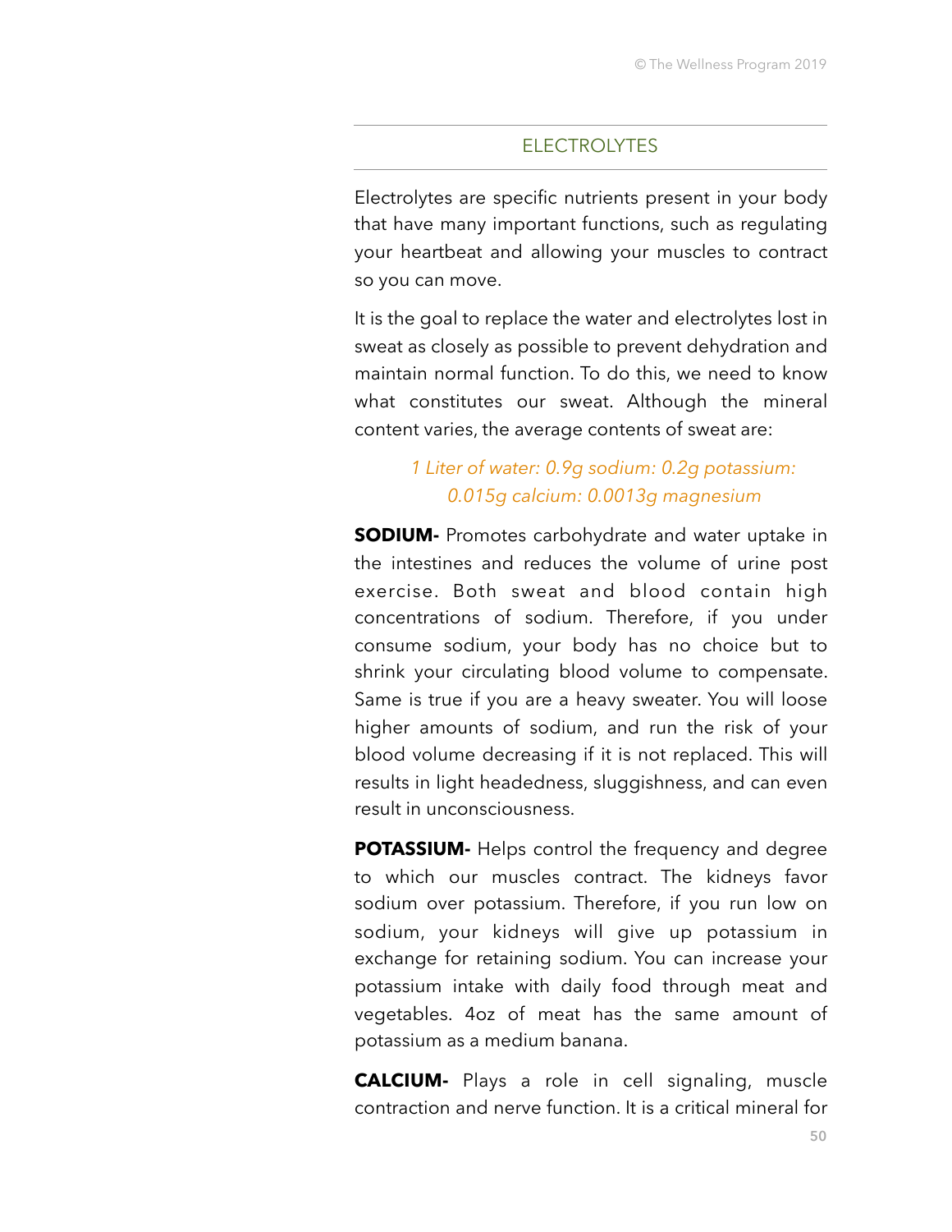## ELECTROLYTES

Electrolytes are specific nutrients present in your body that have many important functions, such as regulating your heartbeat and allowing your muscles to contract so you can move.

It is the goal to replace the water and electrolytes lost in sweat as closely as possible to prevent dehydration and maintain normal function. To do this, we need to know what constitutes our sweat. Although the mineral content varies, the average contents of sweat are:

*1 Liter of water: 0.9g sodium: 0.2g potassium: 0.015g calcium: 0.0013g magnesium*

**SODIUM-** Promotes carbohydrate and water uptake in the intestines and reduces the volume of urine post exercise. Both sweat and blood contain high concentrations of sodium. Therefore, if you under consume sodium, your body has no choice but to shrink your circulating blood volume to compensate. Same is true if you are a heavy sweater. You will loose higher amounts of sodium, and run the risk of your blood volume decreasing if it is not replaced. This will results in light headedness, sluggishness, and can even result in unconsciousness.

**POTASSIUM-** Helps control the frequency and degree to which our muscles contract. The kidneys favor sodium over potassium. Therefore, if you run low on sodium, your kidneys will give up potassium in exchange for retaining sodium. You can increase your potassium intake with daily food through meat and vegetables. 4oz of meat has the same amount of potassium as a medium banana.

**CALCIUM-** Plays a role in cell signaling, muscle contraction and nerve function. It is a critical mineral for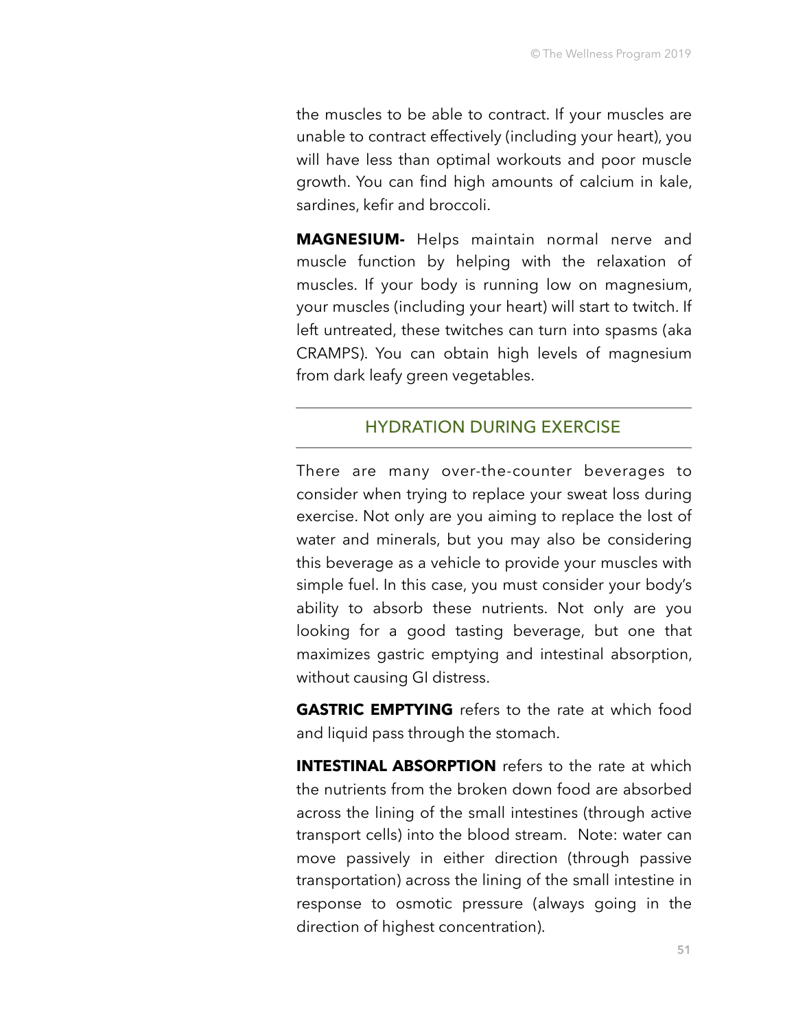the muscles to be able to contract. If your muscles are unable to contract effectively (including your heart), you will have less than optimal workouts and poor muscle growth. You can find high amounts of calcium in kale, sardines, kefir and broccoli.

**MAGNESIUM-** Helps maintain normal nerve and muscle function by helping with the relaxation of muscles. If your body is running low on magnesium, your muscles (including your heart) will start to twitch. If left untreated, these twitches can turn into spasms (aka CRAMPS). You can obtain high levels of magnesium from dark leafy green vegetables.

## HYDRATION DURING EXERCISE

There are many over-the-counter beverages to consider when trying to replace your sweat loss during exercise. Not only are you aiming to replace the lost of water and minerals, but you may also be considering this beverage as a vehicle to provide your muscles with simple fuel. In this case, you must consider your body's ability to absorb these nutrients. Not only are you looking for a good tasting beverage, but one that maximizes gastric emptying and intestinal absorption, without causing GI distress.

**GASTRIC EMPTYING** refers to the rate at which food and liquid pass through the stomach.

**INTESTINAL ABSORPTION** refers to the rate at which the nutrients from the broken down food are absorbed across the lining of the small intestines (through active transport cells) into the blood stream. Note: water can move passively in either direction (through passive transportation) across the lining of the small intestine in response to osmotic pressure (always going in the direction of highest concentration).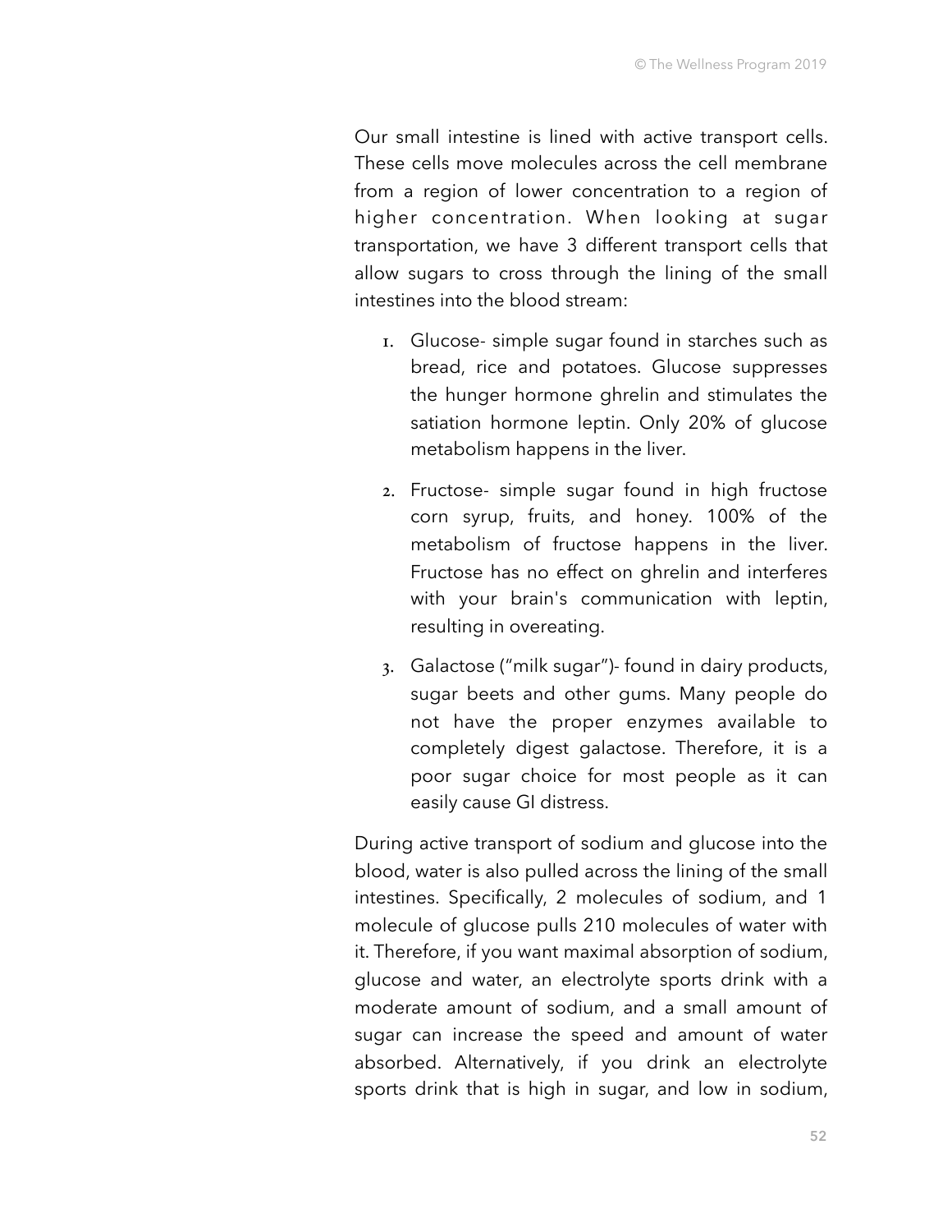Our small intestine is lined with active transport cells. These cells move molecules across the cell membrane from a region of lower concentration to a region of higher concentration. When looking at sugar transportation, we have 3 different transport cells that allow sugars to cross through the lining of the small intestines into the blood stream:

1. Glucose- simple sugar found in starches such as bread, rice and potatoes. Glucose suppresses the hunger hormone ghrelin and stimulates the satiation hormone leptin. Only 20% of glucose metabolism happens in the liver.

2. Fructose- simple sugar found in high fructose corn syrup, fruits, and honey. 100% of the metabolism of fructose happens in the liver. Fructose has no effect on ghrelin and interferes with your brain's communication with leptin, resulting in overeating.

3. Galactose ("milk sugar")- found in dairy products, sugar beets and other gums. Many people do not have the proper enzymes available to completely digest galactose. Therefore, it is a poor sugar choice for most people as it can easily cause GI distress.

During active transport of sodium and glucose into the blood, water is also pulled across the lining of the small intestines. Specifically, 2 molecules of sodium, and 1 molecule of glucose pulls 210 molecules of water with it. Therefore, if you want maximal absorption of sodium, glucose and water, an electrolyte sports drink with a moderate amount of sodium, and a small amount of sugar can increase the speed and amount of water absorbed. Alternatively, if you drink an electrolyte sports drink that is high in sugar, and low in sodium,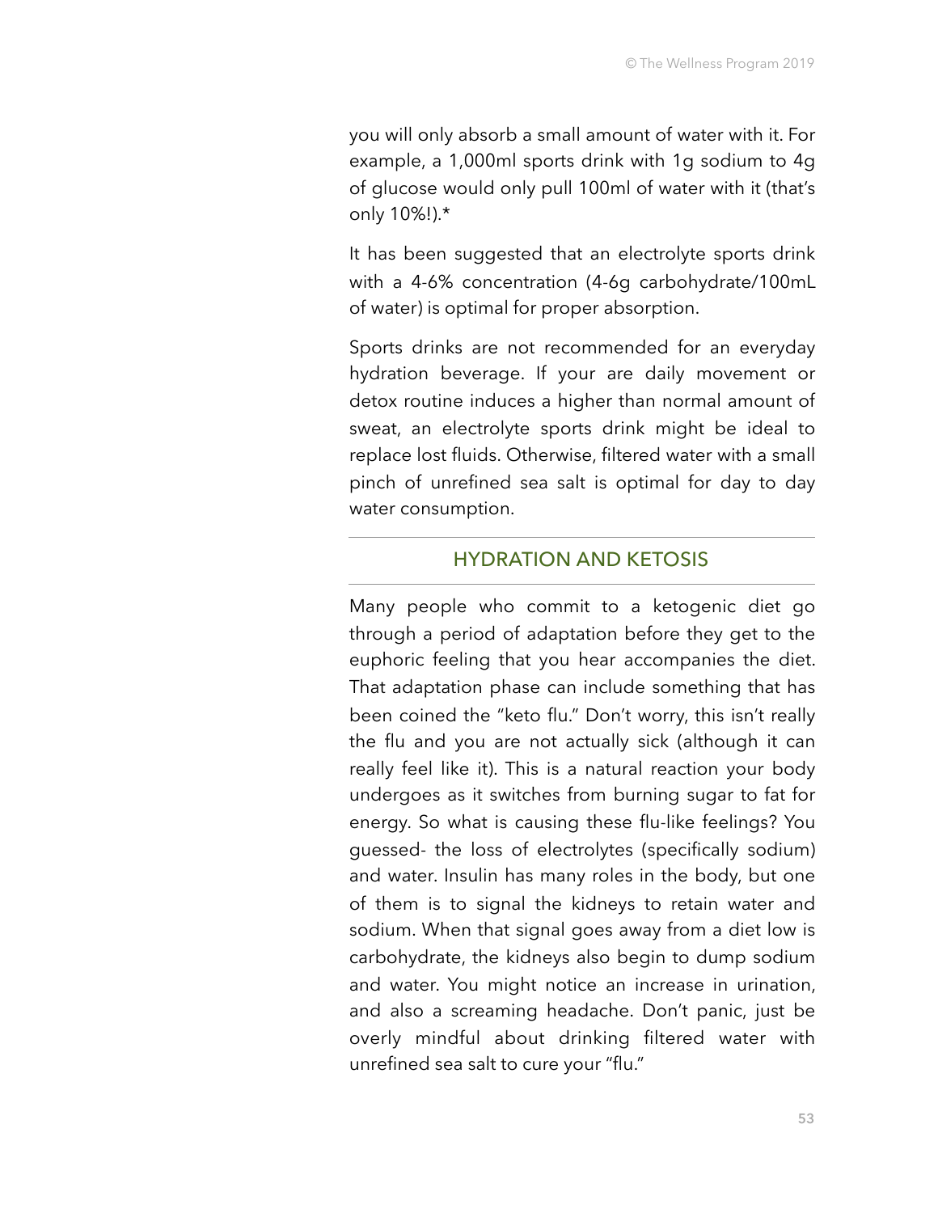you will only absorb a small amount of water with it. For example, a 1,000ml sports drink with 1g sodium to 4g of glucose would only pull 100ml of water with it (that's only 10%!).*

It has been suggested that an electrolyte sports drink with a 4-6% concentration (4-6g carbohydrate/100mL of water) is optimal for proper absorption.

Sports drinks are not recommended for an everyday hydration beverage. If your are daily movement or detox routine induces a higher than normal amount of sweat, an electrolyte sports drink might be ideal to replace lost fluids. Otherwise, filtered water with a small pinch of unrefined sea salt is optimal for day to day water consumption.

## HYDRATION AND KETOSIS

Many people who commit to a ketogenic diet go through a period of adaptation before they get to the euphoric feeling that you hear accompanies the diet. That adaptation phase can include something that has been coined the "keto flu." Don't worry, this isn't really the flu and you are not actually sick (although it can really feel like it). This is a natural reaction your body undergoes as it switches from burning sugar to fat for energy. So what is causing these flu-like feelings? You guessed- the loss of electrolytes (specifically sodium) and water. Insulin has many roles in the body, but one of them is to signal the kidneys to retain water and sodium. When that signal goes away from a diet low is carbohydrate, the kidneys also begin to dump sodium and water. You might notice an increase in urination, and also a screaming headache. Don't panic, just be overly mindful about drinking filtered water with unrefined sea salt to cure your "flu."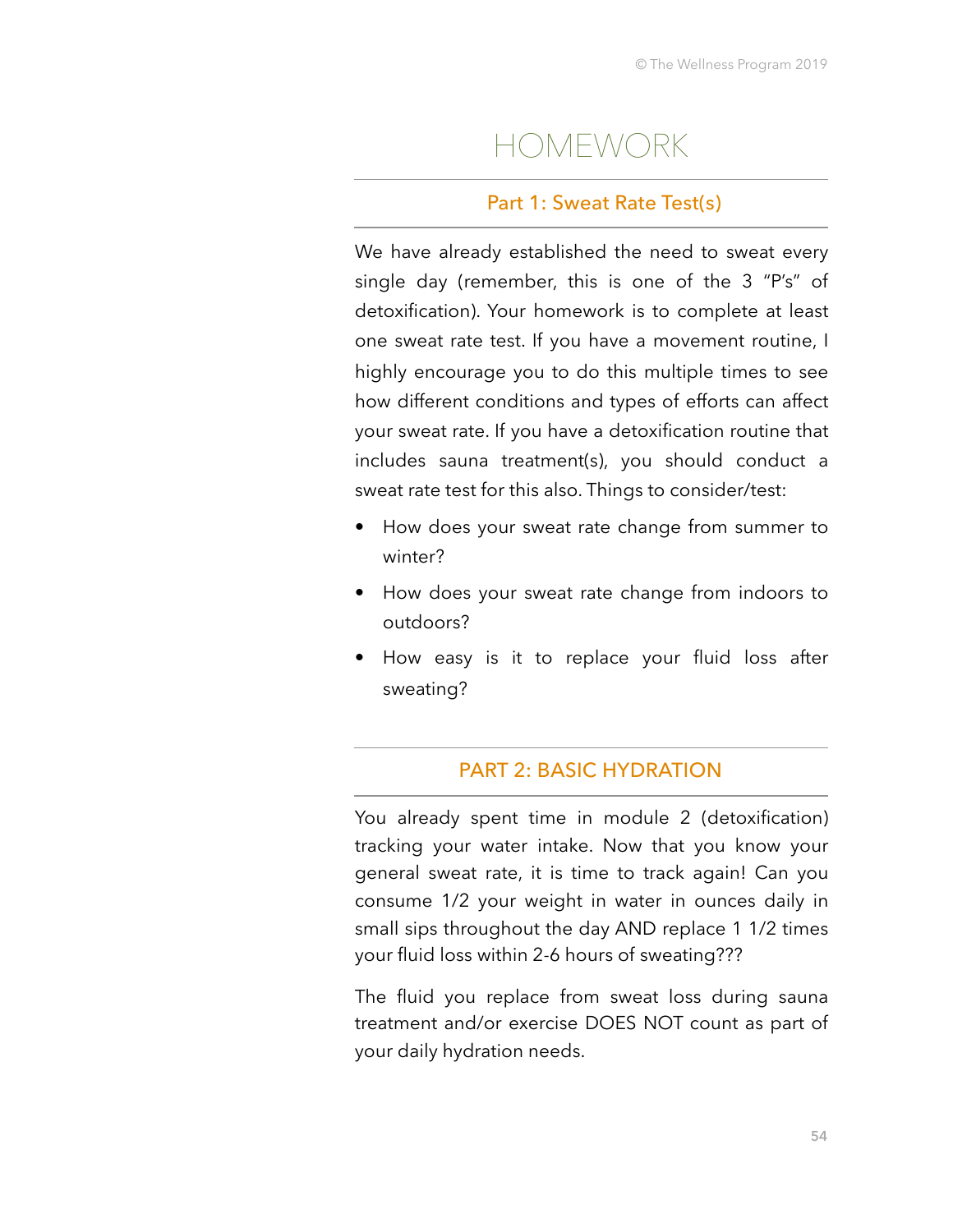# HOMEWORK

## Part 1: Sweat Rate Test(s)

We have already established the need to sweat every single day (remember, this is one of the 3 "P's" of detoxification). Your homework is to complete at least one sweat rate test. If you have a movement routine, I highly encourage you to do this multiple times to see how different conditions and types of efforts can affect your sweat rate. If you have a detoxification routine that includes sauna treatment(s), you should conduct a sweat rate test for this also. Things to consider/test:

- How does your sweat rate change from summer to winter?
- How does your sweat rate change from indoors to outdoors?
- How easy is it to replace your fluid loss after sweating?

## PART 2: BASIC HYDRATION

You already spent time in module 2 (detoxification) tracking your water intake. Now that you know your general sweat rate, it is time to track again! Can you consume 1/2 your weight in water in ounces daily in small sips throughout the day AND replace 1 1/2 times your fluid loss within 2-6 hours of sweating???

The fluid you replace from sweat loss during sauna treatment and/or exercise DOES NOT count as part of your daily hydration needs.